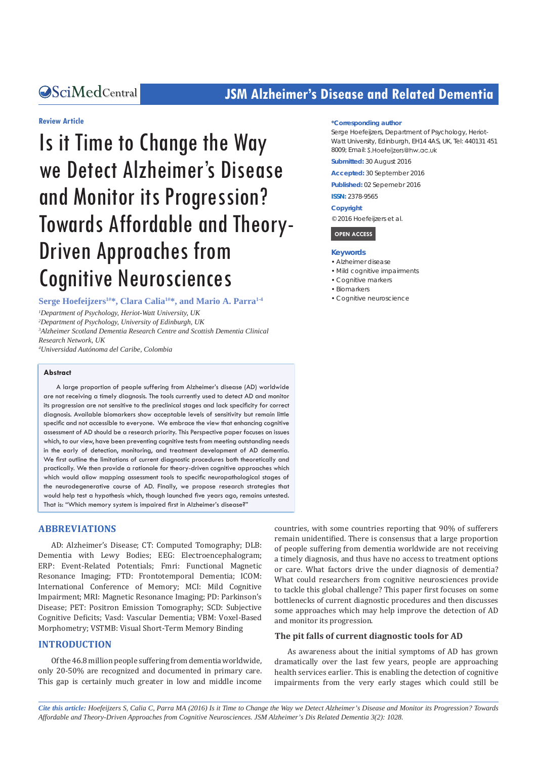**Review Article**

# Is it Time to Change the Way we Detect Alzheimer's Disease and Monitor its Progression? Towards Affordable and Theory-Driven Approaches from Cognitive Neurosciences

**Serge Hoefeijzers[1#*], Clara Calia[1#*], and Mario A. Parra[1-4]**

[1]*Department of Psychology, Heriot-Watt University, UK*
[2]*Department of Psychology, University of Edinburgh, UK*
[3]*Alzheimer Scotland Dementia Research Centre and Scottish Dementia Clinical Research Network, UK*
[4]*Universidad Autónoma del Caribe, Colombia*

**\*Corresponding author**

Serge Hoefeijzers, Department of Psychology, Heriot-Watt University, Edinburgh, EH14 4AS, UK, Tel: 440131 451 8009; Email: S.Hoefeijzers@hw.ac.uk

**Submitted:** 30 August 2016

**Accepted:** 30 September 2016

**Published:** 02 Sepemebr 2016

**ISSN:** 2378-9565

**Copyright**

© 2016 Hoefeijzers et al.

**OPEN ACCESS**

**Keywords**

- Alzheimer disease
- Mild cognitive impairments
- Cognitive markers
- Biomarkers
- Cognitive neuroscience

## Abstract

A large proportion of people suffering from Alzheimer's disease (AD) worldwide are not receiving a timely diagnosis. The tools currently used to detect AD and monitor its progression are not sensitive to the preclinical stages and lack specificity for correct diagnosis. Available biomarkers show acceptable levels of sensitivity but remain little specific and not accessible to everyone. We embrace the view that enhancing cognitive assessment of AD should be a research priority. This Perspective paper focuses on issues which, to our view, have been preventing cognitive tests from meeting outstanding needs in the early of detection, monitoring, and treatment development of AD dementia. We first outline the limitations of current diagnostic procedures both theoretically and practically. We then provide a rationale for theory-driven cognitive approaches which which would allow mapping assessment tools to specific neuropathological stages of the neurodegenerative course of AD. Finally, we propose research strategies that would help test a hypothesis which, though launched five years ago, remains untested. That is: "Which memory system is impaired first in Alzheimer's disease?"

## ABBREVIATIONS

AD: Alzheimer's Disease; CT: Computed Tomography; DLB: Dementia with Lewy Bodies; EEG: Electroencephalogram; ERP: Event-Related Potentials; Fmri: Functional Magnetic Resonance Imaging; FTD: Frontotemporal Dementia; ICOM: International Conference of Memory; MCI: Mild Cognitive Impairment; MRI: Magnetic Resonance Imaging; PD: Parkinson's Disease; PET: Positron Emission Tomography; SCD: Subjective Cognitive Deficits; Vasd: Vascular Dementia; VBM: Voxel-Based Morphometry; VSTMB: Visual Short-Term Memory Binding

## INTRODUCTION

Of the 46.8 million people suffering from dementia worldwide, only 20-50% are recognized and documented in primary care. This gap is certainly much greater in low and middle income countries, with some countries reporting that 90% of sufferers remain unidentified. There is consensus that a large proportion of people suffering from dementia worldwide are not receiving a timely diagnosis, and thus have no access to treatment options or care. What factors drive the under diagnosis of dementia? What could researchers from cognitive neurosciences provide to tackle this global challenge? This paper first focuses on some bottlenecks of current diagnostic procedures and then discusses some approaches which may help improve the detection of AD and monitor its progression.

### The pit falls of current diagnostic tools for AD

As awareness about the initial symptoms of AD has grown dramatically over the last few years, people are approaching health services earlier. This is enabling the detection of cognitive impairments from the very early stages which could still be

*Cite this article: Hoefeijzers S, Calia C, Parra MA (2016) Is it Time to Change the Way we Detect Alzheimer's Disease and Monitor its Progression? Towards Affordable and Theory-Driven Approaches from Cognitive Neurosciences. JSM Alzheimer's Dis Related Dementia 3(2): 1028.*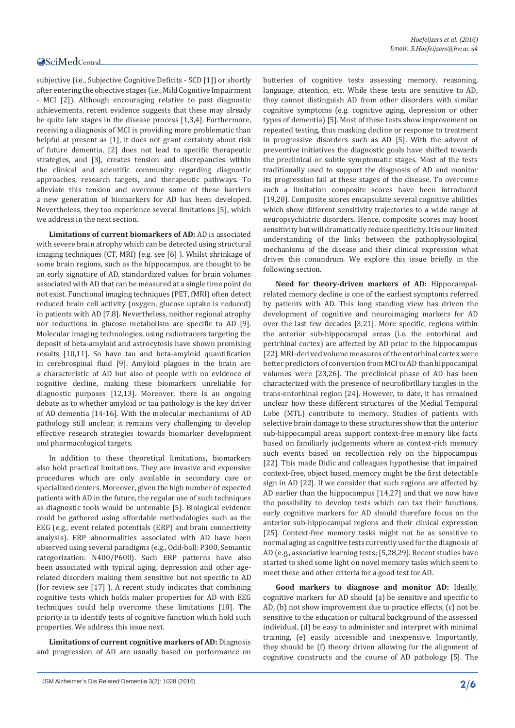subjective (i.e., Subjective Cognitive Deficits - SCD [1]) or shortly after entering the objective stages (i.e., Mild Cognitive Impairment - MCI [2]). Although encouraging relative to past diagnostic achievements, recent evidence suggests that these may already be quite late stages in the disease process [1,3,4]. Furthermore, receiving a diagnosis of MCI is providing more problematic than helpful at present as [1], it does not grant certainty about risk of future dementia, [2] does not lead to specific therapeutic strategies, and [3], creates tension and discrepancies within the clinical and scientific community regarding diagnostic approaches, research targets, and therapeutic pathways. To alleviate this tension and overcome some of these barriers a new generation of biomarkers for AD has been developed. Nevertheless, they too experience several limitations [5], which we address in the next section.

**Limitations of current biomarkers of AD:** AD is associated with severe brain atrophy which can be detected using structural imaging techniques (CT, MRI) (e.g. see [6] ). Whilst shrinkage of some brain regions, such as the hippocampus, are thought to be an early signature of AD, standardized values for brain volumes associated with AD that can be measured at a single time point do not exist. Functional imaging techniques (PET, fMRI) often detect reduced brain cell activity (oxygen, glucose uptake is reduced) in patients with AD [7,8]. Nevertheless, neither regional atrophy nor reductions in glucose metabolism are specific to AD [9]. Molecular imaging technologies, using radiotracers targeting the deposit of beta-amyloid and astrocytosis have shown promising results [10,11]. So have tau and beta-amyloid quantification in cerebrospinal fluid [9]. Amyloid plagues in the brain are a characteristic of AD but also of people with no evidence of cognitive decline, making these biomarkers unreliable for diagnostic purposes [12,13]. Moreover, there is an ongoing debate as to whether amyloid or tau pathology is the key driver of AD dementia [14-16]. With the molecular mechanisms of AD pathology still unclear, it remains very challenging to develop effective research strategies towards biomarker development and pharmacological targets.

In addition to these theoretical limitations, biomarkers also hold practical limitations. They are invasive and expensive procedures which are only available in secondary care or specialized centers. Moreover, given the high number of expected patients with AD in the future, the regular use of such techniques as diagnostic tools would be untenable [5]. Biological evidence could be gathered using affordable methodologies such as the EEG (e.g., event related potentials (ERP) and brain connectivity analysis). ERP abnormalities associated with AD have been observed using several paradigms (e.g., Odd-ball: P300, Semantic categorization: N400/P600). Such ERP patterns have also been associated with typical aging, depression and other age-related disorders making them sensitive but not specific to AD (for review see [17] ). A recent study indicates that combining cognitive tests which holds maker properties for AD with EEG techniques could help overcome these limitations [18]. The priority is to identify tests of cognitive function which hold such properties. We address this issue next.

**Limitations of current cognitive markers of AD:** Diagnosis and progression of AD are usually based on performance on batteries of cognitive tests assessing memory, reasoning, language, attention, etc. While these tests are sensitive to AD, they cannot distinguish AD from other disorders with similar cognitive symptoms (e.g. cognitive aging, depression or other types of dementia) [5]. Most of these tests show improvement on repeated testing, thus masking decline or response to treatment in progressive disorders such as AD [5]. With the advent of preventive initiatives the diagnostic goals have shifted towards the preclinical or subtle symptomatic stages. Most of the tests traditionally used to support the diagnosis of AD and monitor its progression fail at these stages of the disease. To overcome such a limitation composite scores have been introduced [19,20]. Composite scores encapsulate several cognitive abilities which show different sensitivity trajectories to a wide range of neuropsychiatric disorders. Hence, composite scores may boost sensitivity but will dramatically reduce specificity. It is our limited understanding of the links between the pathophysiological mechanisms of the disease and their clinical expression what drives this conundrum. We explore this issue briefly in the following section.

**Need for theory-driven markers of AD:** Hippocampal-related memory decline is one of the earliest symptoms referred by patients with AD. This long standing view has driven the development of cognitive and neuroimaging markers for AD over the last few decades [3,21]. More specific, regions within the anterior sub-hippocampal areas (i.e. the entorhinal and perirhinal cortex) are affected by AD prior to the hippocampus [22]. MRI-derived volume measures of the entorhinal cortex were better predictors of conversion from MCI to AD than hippocampal volumes were [23,26]. The preclinical phase of AD has been characterized with the presence of neurofibrillary tangles in the trans-entorhinal region [24]. However, to date, it has remained unclear how these different structures of the Medial Temporal Lobe (MTL) contribute to memory. Studies of patients with selective brain damage to these structures show that the anterior sub-hippocampal areas support context-free memory like facts based on familiarly judgements where as context-rich memory such events based on recollection rely on the hippocampus [22]. This made Didic and colleagues hypothesise that impaired context-free, object based, memory might be the first detectable sign in AD [22]. If we consider that such regions are affected by AD earlier than the hippocampus [14,27] and that we now have the possibility to develop tests which can tax their functions, early cognitive markers for AD should therefore focus on the anterior sub-hippocampal regions and their clinical expression [25]. Context-free memory tasks might not be as sensitive to normal aging as cognitive tests currently used for the diagnosis of AD (e.g., associative learning tests; [5,28,29]. Recent studies have started to shed some light on novel memory tasks which seem to meet these and other criteria for a good test for AD.

**Good markers to diagnose and monitor AD:** Ideally, cognitive markers for AD should (a) be sensitive and specific to AD, (b) not show improvement due to practice effects, (c) not be sensitive to the education or cultural background of the assessed individual, (d) be easy to administer and interpret with minimal training, (e) easily accessible and inexpensive. Importantly, they should be (f) theory driven allowing for the alignment of cognitive constructs and the course of AD pathology [5]. The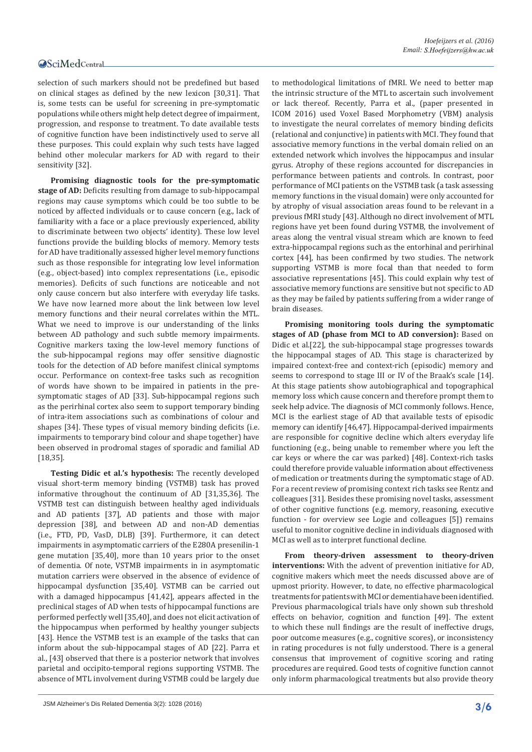selection of such markers should not be predefined but based on clinical stages as defined by the new lexicon [30,31]. That is, some tests can be useful for screening in pre-symptomatic populations while others might help detect degree of impairment, progression, and response to treatment. To date available tests of cognitive function have been indistinctively used to serve all these purposes. This could explain why such tests have lagged behind other molecular markers for AD with regard to their sensitivity [32].

**Promising diagnostic tools for the pre-symptomatic stage of AD:** Deficits resulting from damage to sub-hippocampal regions may cause symptoms which could be too subtle to be noticed by affected individuals or to cause concern (e.g., lack of familiarity with a face or a place previously experienced, ability to discriminate between two objects' identity). These low level functions provide the building blocks of memory. Memory tests for AD have traditionally assessed higher level memory functions such as those responsible for integrating low level information (e.g., object-based) into complex representations (i.e., episodic memories). Deficits of such functions are noticeable and not only cause concern but also interfere with everyday life tasks. We have now learned more about the link between low level memory functions and their neural correlates within the MTL. What we need to improve is our understanding of the links between AD pathology and such subtle memory impairments. Cognitive markers taxing the low-level memory functions of the sub-hippocampal regions may offer sensitive diagnostic tools for the detection of AD before manifest clinical symptoms occur. Performance on context-free tasks such as recognition of words have shown to be impaired in patients in the pre-symptomatic stages of AD [33]. Sub-hippocampal regions such as the perirhinal cortex also seem to support temporary binding of intra-item associations such as combinations of colour and shapes [34]. These types of visual memory binding deficits (i.e. impairments to temporary bind colour and shape together) have been observed in prodromal stages of sporadic and familial AD [18,35].

**Testing Didic et al.'s hypothesis:** The recently developed visual short-term memory binding (VSTMB) task has proved informative throughout the continuum of AD [31,35,36]. The VSTMB test can distinguish between healthy aged individuals and AD patients [37], AD patients and those with major depression [38], and between AD and non-AD dementias (i.e., FTD, PD, VasD, DLB) [39]. Furthermore, it can detect impairments in asymptomatic carriers of the E280A presenilin-1 gene mutation [35,40], more than 10 years prior to the onset of dementia. Of note, VSTMB impairments in in asymptomatic mutation carriers were observed in the absence of evidence of hippocampal dysfunction [35,40]. VSTMB can be carried out with a damaged hippocampus [41,42], appears affected in the preclinical stages of AD when tests of hippocampal functions are performed perfectly well [35,40], and does not elicit activation of the hippocampus when performed by healthy younger subjects [43]. Hence the VSTMB test is an example of the tasks that can inform about the sub-hippocampal stages of AD [22]. Parra et al., [43] observed that there is a posterior network that involves parietal and occipito-temporal regions supporting VSTMB. The absence of MTL involvement during VSTMB could be largely due to methodological limitations of fMRI. We need to better map the intrinsic structure of the MTL to ascertain such involvement or lack thereof. Recently, Parra et al., (paper presented in ICOM 2016) used Voxel Based Morphometry (VBM) analysis to investigate the neural correlates of memory binding deficits (relational and conjunctive) in patients with MCI. They found that associative memory functions in the verbal domain relied on an extended network which involves the hippocampus and insular gyrus. Atrophy of these regions accounted for discrepancies in performance between patients and controls. In contrast, poor performance of MCI patients on the VSTMB task (a task assessing memory functions in the visual domain) were only accounted for by atrophy of visual association areas found to be relevant in a previous fMRI study [43]. Although no direct involvement of MTL regions have yet been found during VSTMB, the involvement of areas along the ventral visual stream which are known to feed extra-hippocampal regions such as the entorhinal and perirhinal cortex [44], has been confirmed by two studies. The network supporting VSTMB is more focal than that needed to form associative representations [45]. This could explain why test of associative memory functions are sensitive but not specific to AD as they may be failed by patients suffering from a wider range of brain diseases.

**Promising monitoring tools during the symptomatic stages of AD (phase from MCI to AD conversion):** Based on Didic et al.[22], the sub-hippocampal stage progresses towards the hippocampal stages of AD. This stage is characterized by impaired context-free and context-rich (episodic) memory and seems to correspond to stage III or IV of the Braak's scale [14]. At this stage patients show autobiographical and topographical memory loss which cause concern and therefore prompt them to seek help advice. The diagnosis of MCI commonly follows. Hence, MCI is the earliest stage of AD that available tests of episodic memory can identify [46,47]. Hippocampal-derived impairments are responsible for cognitive decline which alters everyday life functioning (e.g., being unable to remember where you left the car keys or where the car was parked) [48]. Context-rich tasks could therefore provide valuable information about effectiveness of medication or treatments during the symptomatic stage of AD. For a recent review of promising context rich tasks see Rentz and colleagues [31]. Besides these promising novel tasks, assessment of other cognitive functions (e.g. memory, reasoning, executive function - for overview see Logie and colleagues [5]) remains useful to monitor cognitive decline in individuals diagnosed with MCI as well as to interpret functional decline.

**From theory-driven assessment to theory-driven interventions:** With the advent of prevention initiative for AD, cognitive makers which meet the needs discussed above are of upmost priority. However, to date, no effective pharmacological treatments for patients with MCI or dementia have been identified. Previous pharmacological trials have only shown sub threshold effects on behavior, cognition and function [49]. The extent to which these null findings are the result of ineffective drugs, poor outcome measures (e.g., cognitive scores), or inconsistency in rating procedures is not fully understood. There is a general consensus that improvement of cognitive scoring and rating procedures are required. Good tests of cognitive function cannot only inform pharmacological treatments but also provide theory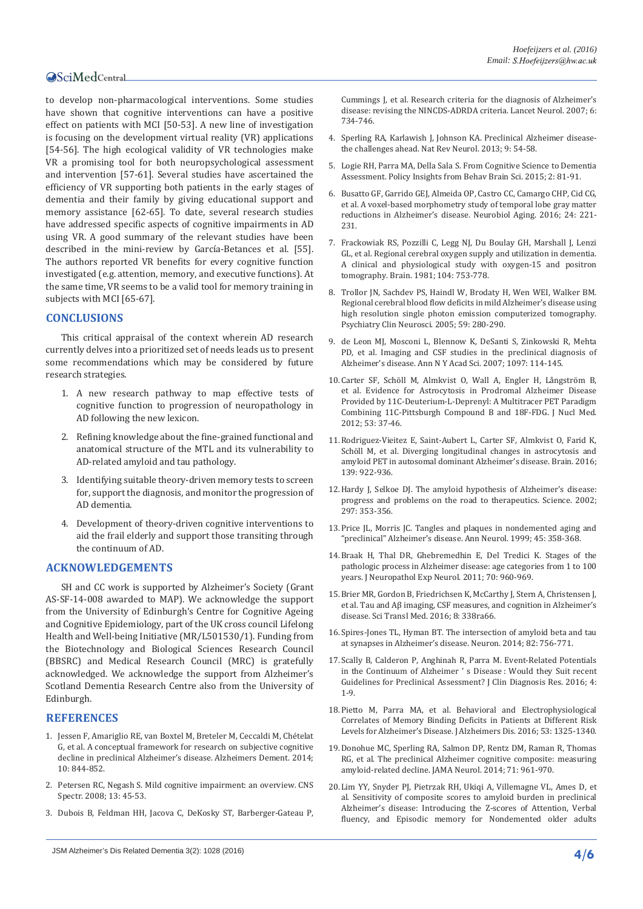to develop non-pharmacological interventions. Some studies have shown that cognitive interventions can have a positive effect on patients with MCI [50-53]. A new line of investigation is focusing on the development virtual reality (VR) applications [54-56]. The high ecological validity of VR technologies make VR a promising tool for both neuropsychological assessment and intervention [57-61]. Several studies have ascertained the efficiency of VR supporting both patients in the early stages of dementia and their family by giving educational support and memory assistance [62-65]. To date, several research studies have addressed specific aspects of cognitive impairments in AD using VR. A good summary of the relevant studies have been described in the mini-review by García-Betances et al. [55]. The authors reported VR benefits for every cognitive function investigated (e.g. attention, memory, and executive functions). At the same time, VR seems to be a valid tool for memory training in subjects with MCI [65-67].

## CONCLUSIONS

This critical appraisal of the context wherein AD research currently delves into a prioritized set of needs leads us to present some recommendations which may be considered by future research strategies.

1. A new research pathway to map effective tests of cognitive function to progression of neuropathology in AD following the new lexicon.
2. Refining knowledge about the fine-grained functional and anatomical structure of the MTL and its vulnerability to AD-related amyloid and tau pathology.
3. Identifying suitable theory-driven memory tests to screen for, support the diagnosis, and monitor the progression of AD dementia.
4. Development of theory-driven cognitive interventions to aid the frail elderly and support those transiting through the continuum of AD.

## ACKNOWLEDGEMENTS

SH and CC work is supported by Alzheimer's Society (Grant AS-SF-14-008 awarded to MAP). We acknowledge the support from the University of Edinburgh's Centre for Cognitive Ageing and Cognitive Epidemiology, part of the UK cross council Lifelong Health and Well-being Initiative (MR/L501530/1). Funding from the Biotechnology and Biological Sciences Research Council (BBSRC) and Medical Research Council (MRC) is gratefully acknowledged. We acknowledge the support from Alzheimer's Scotland Dementia Research Centre also from the University of Edinburgh.

## REFERENCES

1. Jessen F, Amariglio RE, van Boxtel M, Breteler M, Ceccaldi M, Chételat G, et al. A conceptual framework for research on subjective cognitive decline in preclinical Alzheimer's disease. Alzheimers Dement. 2014; 10: 844-852.
2. Petersen RC, Negash S. Mild cognitive impairment: an overview. CNS Spectr. 2008; 13: 45-53.
3. Dubois B, Feldman HH, Jacova C, DeKosky ST, Barberger-Gateau P, Cummings J, et al. Research criteria for the diagnosis of Alzheimer's disease: revising the NINCDS-ADRDA criteria. Lancet Neurol. 2007; 6: 734-746.
4. Sperling RA, Karlawish J, Johnson KA. Preclinical Alzheimer disease-the challenges ahead. Nat Rev Neurol. 2013; 9: 54-58.
5. Logie RH, Parra MA, Della Sala S. From Cognitive Science to Dementia Assessment. Policy Insights from Behav Brain Sci. 2015; 2: 81-91.
6. Busatto GF, Garrido GEJ, Almeida OP, Castro CC, Camargo CHP, Cid CG, et al. A voxel-based morphometry study of temporal lobe gray matter reductions in Alzheimer's disease. Neurobiol Aging. 2016; 24: 221-231.
7. Frackowiak RS, Pozzilli C, Legg NJ, Du Boulay GH, Marshall J, Lenzi GL, et al. Regional cerebral oxygen supply and utilization in dementia. A clinical and physiological study with oxygen-15 and positron tomography. Brain. 1981; 104: 753-778.
8. Trollor JN, Sachdev PS, Haindl W, Brodaty H, Wen WEI, Walker BM. Regional cerebral blood flow deficits in mild Alzheimer's disease using high resolution single photon emission computerized tomography. Psychiatry Clin Neurosci. 2005; 59: 280-290.
9. de Leon MJ, Mosconi L, Blennow K, DeSanti S, Zinkowski R, Mehta PD, et al. Imaging and CSF studies in the preclinical diagnosis of Alzheimer's disease. Ann N Y Acad Sci. 2007; 1097: 114-145.
10. Carter SF, Schöll M, Almkvist O, Wall A, Engler H, Långström B, et al. Evidence for Astrocytosis in Prodromal Alzheimer Disease Provided by 11C-Deuterium-L-Deprenyl: A Multitracer PET Paradigm Combining 11C-Pittsburgh Compound B and 18F-FDG. J Nucl Med. 2012; 53: 37-46.
11. Rodriguez-Vieitez E, Saint-Aubert L, Carter SF, Almkvist O, Farid K, Schöll M, et al. Diverging longitudinal changes in astrocytosis and amyloid PET in autosomal dominant Alzheimer's disease. Brain. 2016; 139: 922-936.
12. Hardy J, Selkoe DJ. The amyloid hypothesis of Alzheimer's disease: progress and problems on the road to therapeutics. Science. 2002; 297: 353-356.
13. Price JL, Morris JC. Tangles and plaques in nondemented aging and "preclinical" Alzheimer's disease. Ann Neurol. 1999; 45: 358-368.
14. Braak H, Thal DR, Ghebremedhin E, Del Tredici K. Stages of the pathologic process in Alzheimer disease: age categories from 1 to 100 years. J Neuropathol Exp Neurol. 2011; 70: 960-969.
15. Brier MR, Gordon B, Friedrichsen K, McCarthy J, Stern A, Christensen J, et al. Tau and Aβ imaging, CSF measures, and cognition in Alzheimer's disease. Sci Transl Med. 2016; 8: 338ra66.
16. Spires-Jones TL, Hyman BT. The intersection of amyloid beta and tau at synapses in Alzheimer's disease. Neuron. 2014; 82: 756-771.
17. Scally B, Calderon P, Anghinah R, Parra M. Event-Related Potentials in the Continuum of Alzheimer ' s Disease : Would they Suit recent Guidelines for Preclinical Assessment? J Clin Diagnosis Res. 2016; 4: 1-9.
18. Pietto M, Parra MA, et al. Behavioral and Electrophysiological Correlates of Memory Binding Deficits in Patients at Different Risk Levels for Alzheimer's Disease. J Alzheimers Dis. 2016; 53: 1325-1340.
19. Donohue MC, Sperling RA, Salmon DP, Rentz DM, Raman R, Thomas RG, et al. The preclinical Alzheimer cognitive composite: measuring amyloid-related decline. JAMA Neurol. 2014; 71: 961-970.
20. Lim YY, Snyder PJ, Pietrzak RH, Ukiqi A, Villemagne VL, Ames D, et al. Sensitivity of composite scores to amyloid burden in preclinical Alzheimer's disease: Introducing the Z-scores of Attention, Verbal fluency, and Episodic memory for Nondemented older adults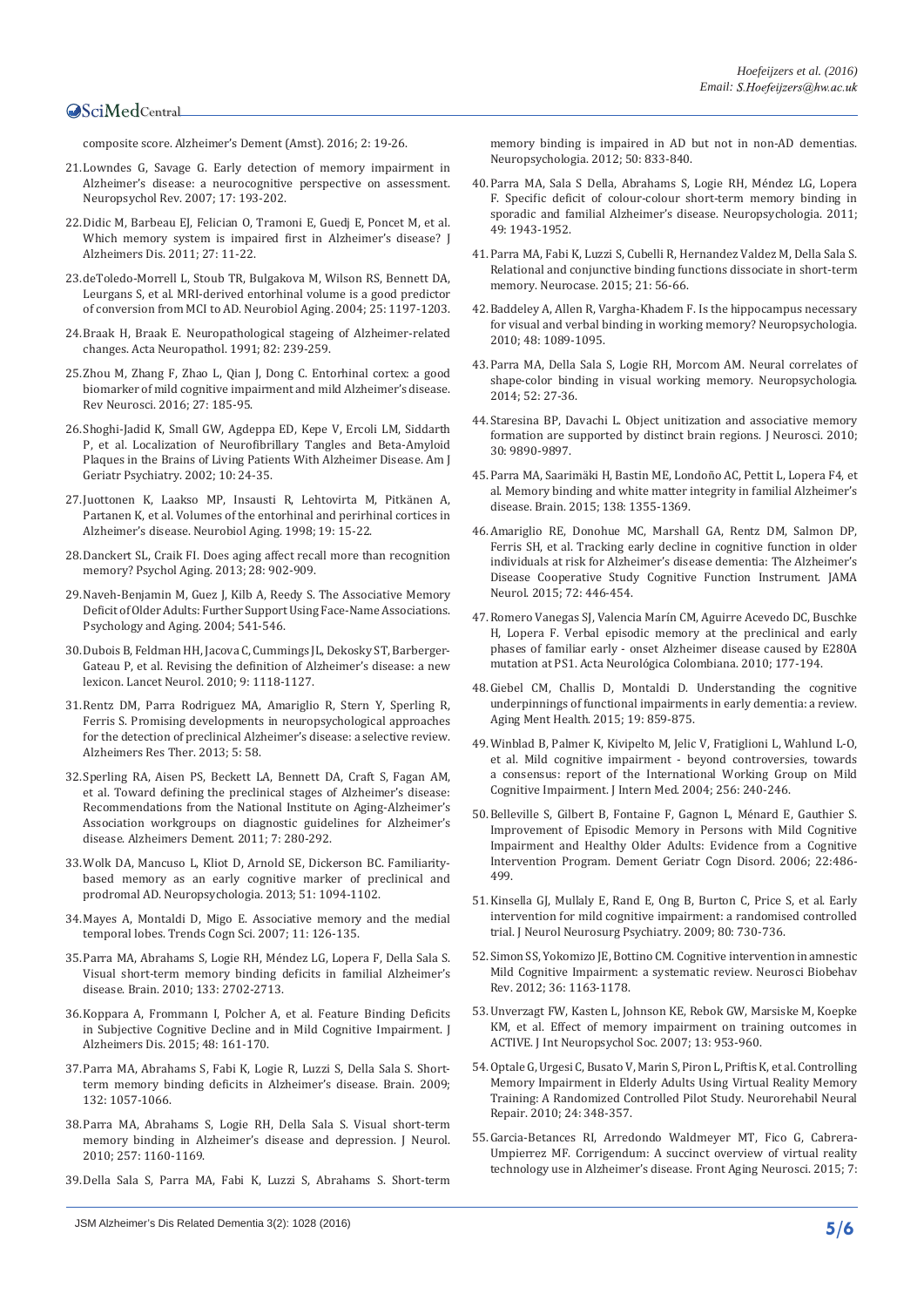composite score. Alzheimer's Dement (Amst). 2016; 2: 19-26.

21. Lowndes G, Savage G. Early detection of memory impairment in Alzheimer's disease: a neurocognitive perspective on assessment. Neuropsychol Rev. 2007; 17: 193-202.

22. Didic M, Barbeau EJ, Felician O, Tramoni E, Guedj E, Poncet M, et al. Which memory system is impaired first in Alzheimer's disease? J Alzheimers Dis. 2011; 27: 11-22.

23. deToledo-Morrell L, Stoub TR, Bulgakova M, Wilson RS, Bennett DA, Leurgans S, et al. MRI-derived entorhinal volume is a good predictor of conversion from MCI to AD. Neurobiol Aging. 2004; 25: 1197-1203.

24. Braak H, Braak E. Neuropathological stageing of Alzheimer-related changes. Acta Neuropathol. 1991; 82: 239-259.

25. Zhou M, Zhang F, Zhao L, Qian J, Dong C. Entorhinal cortex: a good biomarker of mild cognitive impairment and mild Alzheimer's disease. Rev Neurosci. 2016; 27: 185-95.

26. Shoghi-Jadid K, Small GW, Agdeppa ED, Kepe V, Ercoli LM, Siddarth P, et al. Localization of Neurofibrillary Tangles and Beta-Amyloid Plaques in the Brains of Living Patients With Alzheimer Disease. Am J Geriatr Psychiatry. 2002; 10: 24-35.

27. Juottonen K, Laakso MP, Insausti R, Lehtovirta M, Pitkänen A, Partanen K, et al. Volumes of the entorhinal and perirhinal cortices in Alzheimer's disease. Neurobiol Aging. 1998; 19: 15-22.

28. Danckert SL, Craik FI. Does aging affect recall more than recognition memory? Psychol Aging. 2013; 28: 902-909.

29. Naveh-Benjamin M, Guez J, Kilb A, Reedy S. The Associative Memory Deficit of Older Adults: Further Support Using Face-Name Associations. Psychology and Aging. 2004; 541-546.

30. Dubois B, Feldman HH, Jacova C, Cummings JL, Dekosky ST, Barberger-Gateau P, et al. Revising the definition of Alzheimer's disease: a new lexicon. Lancet Neurol. 2010; 9: 1118-1127.

31. Rentz DM, Parra Rodriguez MA, Amariglio R, Stern Y, Sperling R, Ferris S. Promising developments in neuropsychological approaches for the detection of preclinical Alzheimer's disease: a selective review. Alzheimers Res Ther. 2013; 5: 58.

32. Sperling RA, Aisen PS, Beckett LA, Bennett DA, Craft S, Fagan AM, et al. Toward defining the preclinical stages of Alzheimer's disease: Recommendations from the National Institute on Aging-Alzheimer's Association workgroups on diagnostic guidelines for Alzheimer's disease. Alzheimers Dement. 2011; 7: 280-292.

33. Wolk DA, Mancuso L, Kliot D, Arnold SE, Dickerson BC. Familiarity-based memory as an early cognitive marker of preclinical and prodromal AD. Neuropsychologia. 2013; 51: 1094-1102.

34. Mayes A, Montaldi D, Migo E. Associative memory and the medial temporal lobes. Trends Cogn Sci. 2007; 11: 126-135.

35. Parra MA, Abrahams S, Logie RH, Méndez LG, Lopera F, Della Sala S. Visual short-term memory binding deficits in familial Alzheimer's disease. Brain. 2010; 133: 2702-2713.

36. Koppara A, Frommann I, Polcher A, et al. Feature Binding Deficits in Subjective Cognitive Decline and in Mild Cognitive Impairment. J Alzheimers Dis. 2015; 48: 161-170.

37. Parra MA, Abrahams S, Fabi K, Logie R, Luzzi S, Della Sala S. Short-term memory binding deficits in Alzheimer's disease. Brain. 2009; 132: 1057-1066.

38. Parra MA, Abrahams S, Logie RH, Della Sala S. Visual short-term memory binding in Alzheimer's disease and depression. J Neurol. 2010; 257: 1160-1169.

39. Della Sala S, Parra MA, Fabi K, Luzzi S, Abrahams S. Short-term memory binding is impaired in AD but not in non-AD dementias. Neuropsychologia. 2012; 50: 833-840.

40. Parra MA, Sala S Della, Abrahams S, Logie RH, Méndez LG, Lopera F. Specific deficit of colour-colour short-term memory binding in sporadic and familial Alzheimer's disease. Neuropsychologia. 2011; 49: 1943-1952.

41. Parra MA, Fabi K, Luzzi S, Cubelli R, Hernandez Valdez M, Della Sala S. Relational and conjunctive binding functions dissociate in short-term memory. Neurocase. 2015; 21: 56-66.

42. Baddeley A, Allen R, Vargha-Khadem F. Is the hippocampus necessary for visual and verbal binding in working memory? Neuropsychologia. 2010; 48: 1089-1095.

43. Parra MA, Della Sala S, Logie RH, Morcom AM. Neural correlates of shape-color binding in visual working memory. Neuropsychologia. 2014; 52: 27-36.

44. Staresina BP, Davachi L. Object unitization and associative memory formation are supported by distinct brain regions. J Neurosci. 2010; 30: 9890-9897.

45. Parra MA, Saarimäki H, Bastin ME, Londoño AC, Pettit L, Lopera F4, et al. Memory binding and white matter integrity in familial Alzheimer's disease. Brain. 2015; 138: 1355-1369.

46. Amariglio RE, Donohue MC, Marshall GA, Rentz DM, Salmon DP, Ferris SH, et al. Tracking early decline in cognitive function in older individuals at risk for Alzheimer's disease dementia: The Alzheimer's Disease Cooperative Study Cognitive Function Instrument. JAMA Neurol. 2015; 72: 446-454.

47. Romero Vanegas SJ, Valencia Marín CM, Aguirre Acevedo DC, Buschke H, Lopera F. Verbal episodic memory at the preclinical and early phases of familiar early - onset Alzheimer disease caused by E280A mutation at PS1. Acta Neurológica Colombiana. 2010; 177-194.

48. Giebel CM, Challis D, Montaldi D. Understanding the cognitive underpinnings of functional impairments in early dementia: a review. Aging Ment Health. 2015; 19: 859-875.

49. Winblad B, Palmer K, Kivipelto M, Jelic V, Fratiglioni L, Wahlund L-O, et al. Mild cognitive impairment - beyond controversies, towards a consensus: report of the International Working Group on Mild Cognitive Impairment. J Intern Med. 2004; 256: 240-246.

50. Belleville S, Gilbert B, Fontaine F, Gagnon L, Ménard E, Gauthier S. Improvement of Episodic Memory in Persons with Mild Cognitive Impairment and Healthy Older Adults: Evidence from a Cognitive Intervention Program. Dement Geriatr Cogn Disord. 2006; 22:486-499.

51. Kinsella GJ, Mullaly E, Rand E, Ong B, Burton C, Price S, et al. Early intervention for mild cognitive impairment: a randomised controlled trial. J Neurol Neurosurg Psychiatry. 2009; 80: 730-736.

52. Simon SS, Yokomizo JE, Bottino CM. Cognitive intervention in amnestic Mild Cognitive Impairment: a systematic review. Neurosci Biobehav Rev. 2012; 36: 1163-1178.

53. Unverzagt FW, Kasten L, Johnson KE, Rebok GW, Marsiske M, Koepke KM, et al. Effect of memory impairment on training outcomes in ACTIVE. J Int Neuropsychol Soc. 2007; 13: 953-960.

54. Optale G, Urgesi C, Busato V, Marin S, Piron L, Priftis K, et al. Controlling Memory Impairment in Elderly Adults Using Virtual Reality Memory Training: A Randomized Controlled Pilot Study. Neurorehabil Neural Repair. 2010; 24: 348-357.

55. Garcia-Betances RI, Arredondo Waldmeyer MT, Fico G, Cabrera-Umpierrez MF. Corrigendum: A succinct overview of virtual reality technology use in Alzheimer's disease. Front Aging Neurosci. 2015; 7: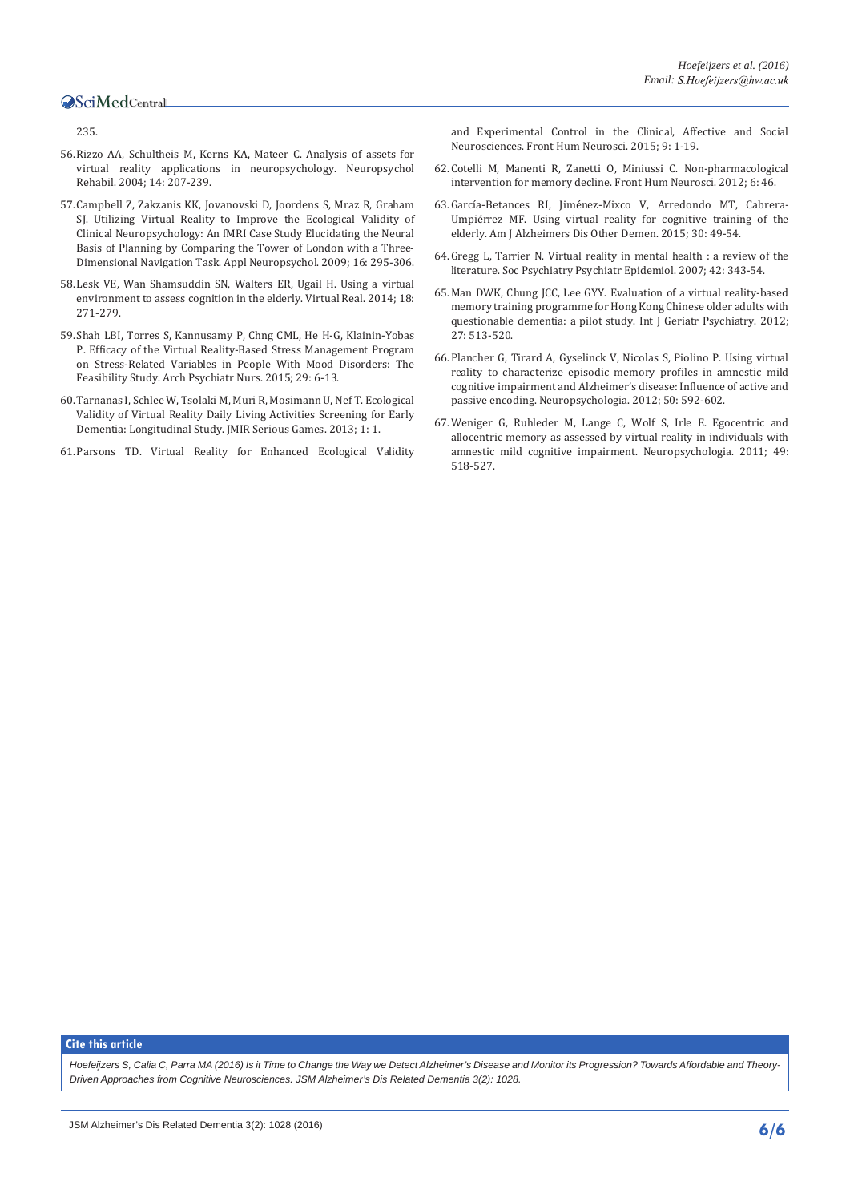235.

56. Rizzo AA, Schultheis M, Kerns KA, Mateer C. Analysis of assets for virtual reality applications in neuropsychology. Neuropsychol Rehabil. 2004; 14: 207-239.
57. Campbell Z, Zakzanis KK, Jovanovski D, Joordens S, Mraz R, Graham SJ. Utilizing Virtual Reality to Improve the Ecological Validity of Clinical Neuropsychology: An fMRI Case Study Elucidating the Neural Basis of Planning by Comparing the Tower of London with a Three-Dimensional Navigation Task. Appl Neuropsychol. 2009; 16: 295-306.
58. Lesk VE, Wan Shamsuddin SN, Walters ER, Ugail H. Using a virtual environment to assess cognition in the elderly. Virtual Real. 2014; 18: 271-279.
59. Shah LBI, Torres S, Kannusamy P, Chng CML, He H-G, Klainin-Yobas P. Efficacy of the Virtual Reality-Based Stress Management Program on Stress-Related Variables in People With Mood Disorders: The Feasibility Study. Arch Psychiatr Nurs. 2015; 29: 6-13.
60. Tarnanas I, Schlee W, Tsolaki M, Muri R, Mosimann U, Nef T. Ecological Validity of Virtual Reality Daily Living Activities Screening for Early Dementia: Longitudinal Study. JMIR Serious Games. 2013; 1: 1.
61. Parsons TD. Virtual Reality for Enhanced Ecological Validity and Experimental Control in the Clinical, Affective and Social Neurosciences. Front Hum Neurosci. 2015; 9: 1-19.
62. Cotelli M, Manenti R, Zanetti O, Miniussi C. Non-pharmacological intervention for memory decline. Front Hum Neurosci. 2012; 6: 46.
63. García-Betances RI, Jiménez-Mixco V, Arredondo MT, Cabrera-Umpiérrez MF. Using virtual reality for cognitive training of the elderly. Am J Alzheimers Dis Other Demen. 2015; 30: 49-54.
64. Gregg L, Tarrier N. Virtual reality in mental health : a review of the literature. Soc Psychiatry Psychiatr Epidemiol. 2007; 42: 343-54.
65. Man DWK, Chung JCC, Lee GYY. Evaluation of a virtual reality-based memory training programme for Hong Kong Chinese older adults with questionable dementia: a pilot study. Int J Geriatr Psychiatry. 2012; 27: 513-520.
66. Plancher G, Tirard A, Gyselinck V, Nicolas S, Piolino P. Using virtual reality to characterize episodic memory profiles in amnestic mild cognitive impairment and Alzheimer's disease: Influence of active and passive encoding. Neuropsychologia. 2012; 50: 592-602.
67. Weniger G, Ruhleder M, Lange C, Wolf S, Irle E. Egocentric and allocentric memory as assessed by virtual reality in individuals with amnestic mild cognitive impairment. Neuropsychologia. 2011; 49: 518-527.

**Cite this article**

*Hoefeijzers S, Calia C, Parra MA (2016) Is it Time to Change the Way we Detect Alzheimer's Disease and Monitor its Progression? Towards Affordable and Theory-Driven Approaches from Cognitive Neurosciences. JSM Alzheimer's Dis Related Dementia 3(2): 1028.*